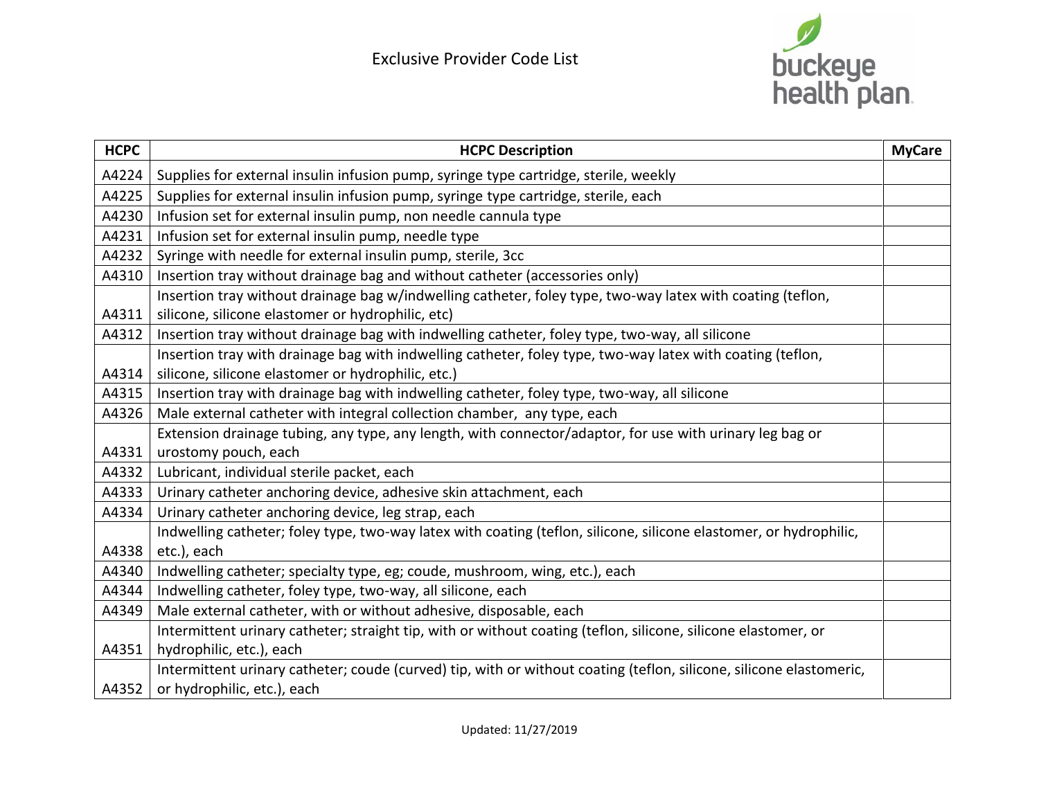# Exclusive Provider Code List

| HCPC | HCPC Description | MyCare |
|---|---|---|
| A4224 | Supplies for external insulin infusion pump, syringe type cartridge, sterile, weekly | |
| A4225 | Supplies for external insulin infusion pump, syringe type cartridge, sterile, each | |
| A4230 | Infusion set for external insulin pump, non needle cannula type | |
| A4231 | Infusion set for external insulin pump, needle type | |
| A4232 | Syringe with needle for external insulin pump, sterile, 3cc | |
| A4310 | Insertion tray without drainage bag and without catheter (accessories only) | |
| A4311 | Insertion tray without drainage bag w/indwelling catheter, foley type, two-way latex with coating (teflon, silicone, silicone elastomer or hydrophilic, etc) | |
| A4312 | Insertion tray without drainage bag with indwelling catheter, foley type, two-way, all silicone | |
| A4314 | Insertion tray with drainage bag with indwelling catheter, foley type, two-way latex with coating (teflon, silicone, silicone elastomer or hydrophilic, etc.) | |
| A4315 | Insertion tray with drainage bag with indwelling catheter, foley type, two-way, all silicone | |
| A4326 | Male external catheter with integral collection chamber, any type, each | |
| A4331 | Extension drainage tubing, any type, any length, with connector/adaptor, for use with urinary leg bag or urostomy pouch, each | |
| A4332 | Lubricant, individual sterile packet, each | |
| A4333 | Urinary catheter anchoring device, adhesive skin attachment, each | |
| A4334 | Urinary catheter anchoring device, leg strap, each | |
| A4338 | Indwelling catheter; foley type, two-way latex with coating (teflon, silicone, silicone elastomer, or hydrophilic, etc.), each | |
| A4340 | Indwelling catheter; specialty type, eg; coude, mushroom, wing, etc.), each | |
| A4344 | Indwelling catheter, foley type, two-way, all silicone, each | |
| A4349 | Male external catheter, with or without adhesive, disposable, each | |
| A4351 | Intermittent urinary catheter; straight tip, with or without coating (teflon, silicone, silicone elastomer, or hydrophilic, etc.), each | |
| A4352 | Intermittent urinary catheter; coude (curved) tip, with or without coating (teflon, silicone, silicone elastomeric, or hydrophilic, etc.), each | |

Updated: 11/27/2019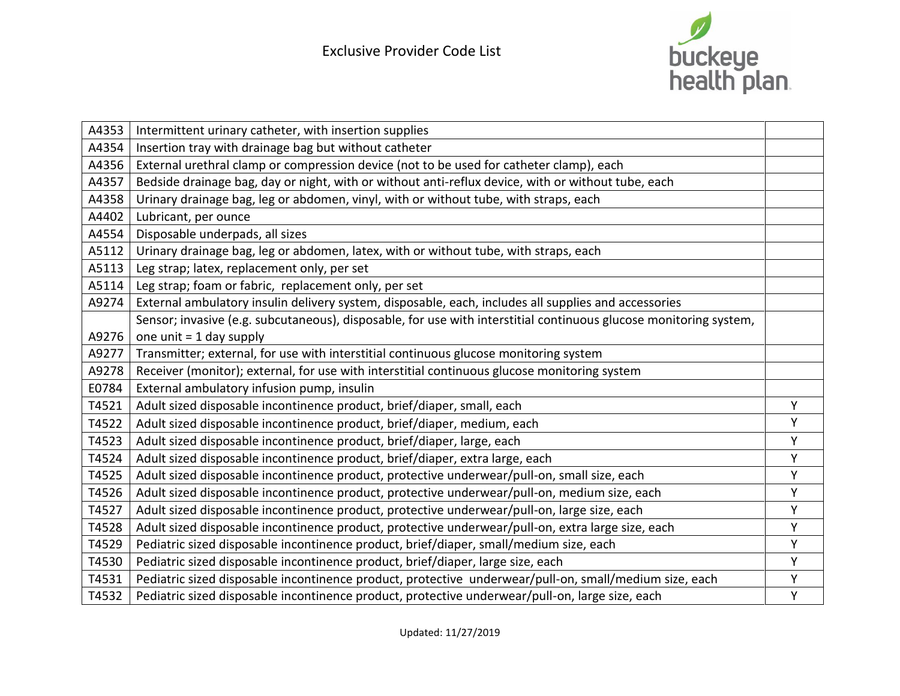| | | |
|---|---|---|
| A4353 | Intermittent urinary catheter, with insertion supplies | |
| A4354 | Insertion tray with drainage bag but without catheter | |
| A4356 | External urethral clamp or compression device (not to be used for catheter clamp), each | |
| A4357 | Bedside drainage bag, day or night, with or without anti-reflux device, with or without tube, each | |
| A4358 | Urinary drainage bag, leg or abdomen, vinyl, with or without tube, with straps, each | |
| A4402 | Lubricant, per ounce | |
| A4554 | Disposable underpads, all sizes | |
| A5112 | Urinary drainage bag, leg or abdomen, latex, with or without tube, with straps, each | |
| A5113 | Leg strap; latex, replacement only, per set | |
| A5114 | Leg strap; foam or fabric, replacement only, per set | |
| A9274 | External ambulatory insulin delivery system, disposable, each, includes all supplies and accessories | |
| A9276 | Sensor; invasive (e.g. subcutaneous), disposable, for use with interstitial continuous glucose monitoring system, one unit = 1 day supply | |
| A9277 | Transmitter; external, for use with interstitial continuous glucose monitoring system | |
| A9278 | Receiver (monitor); external, for use with interstitial continuous glucose monitoring system | |
| E0784 | External ambulatory infusion pump, insulin | |
| T4521 | Adult sized disposable incontinence product, brief/diaper, small, each | Y |
| T4522 | Adult sized disposable incontinence product, brief/diaper, medium, each | Y |
| T4523 | Adult sized disposable incontinence product, brief/diaper, large, each | Y |
| T4524 | Adult sized disposable incontinence product, brief/diaper, extra large, each | Y |
| T4525 | Adult sized disposable incontinence product, protective underwear/pull-on, small size, each | Y |
| T4526 | Adult sized disposable incontinence product, protective underwear/pull-on, medium size, each | Y |
| T4527 | Adult sized disposable incontinence product, protective underwear/pull-on, large size, each | Y |
| T4528 | Adult sized disposable incontinence product, protective underwear/pull-on, extra large size, each | Y |
| T4529 | Pediatric sized disposable incontinence product, brief/diaper, small/medium size, each | Y |
| T4530 | Pediatric sized disposable incontinence product, brief/diaper, large size, each | Y |
| T4531 | Pediatric sized disposable incontinence product, protective underwear/pull-on, small/medium size, each | Y |
| T4532 | Pediatric sized disposable incontinence product, protective underwear/pull-on, large size, each | Y |

Updated: 11/27/2019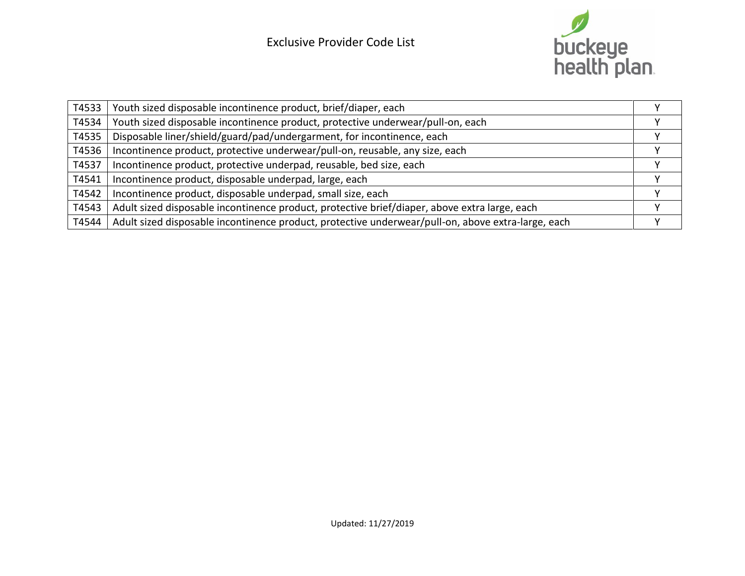| | | |
|---|---|---|
| T4533 | Youth sized disposable incontinence product, brief/diaper, each | Y |
| T4534 | Youth sized disposable incontinence product, protective underwear/pull-on, each | Y |
| T4535 | Disposable liner/shield/guard/pad/undergarment, for incontinence, each | Y |
| T4536 | Incontinence product, protective underwear/pull-on, reusable, any size, each | Y |
| T4537 | Incontinence product, protective underpad, reusable, bed size, each | Y |
| T4541 | Incontinence product, disposable underpad, large, each | Y |
| T4542 | Incontinence product, disposable underpad, small size, each | Y |
| T4543 | Adult sized disposable incontinence product, protective brief/diaper, above extra large, each | Y |
| T4544 | Adult sized disposable incontinence product, protective underwear/pull-on, above extra-large, each | Y |